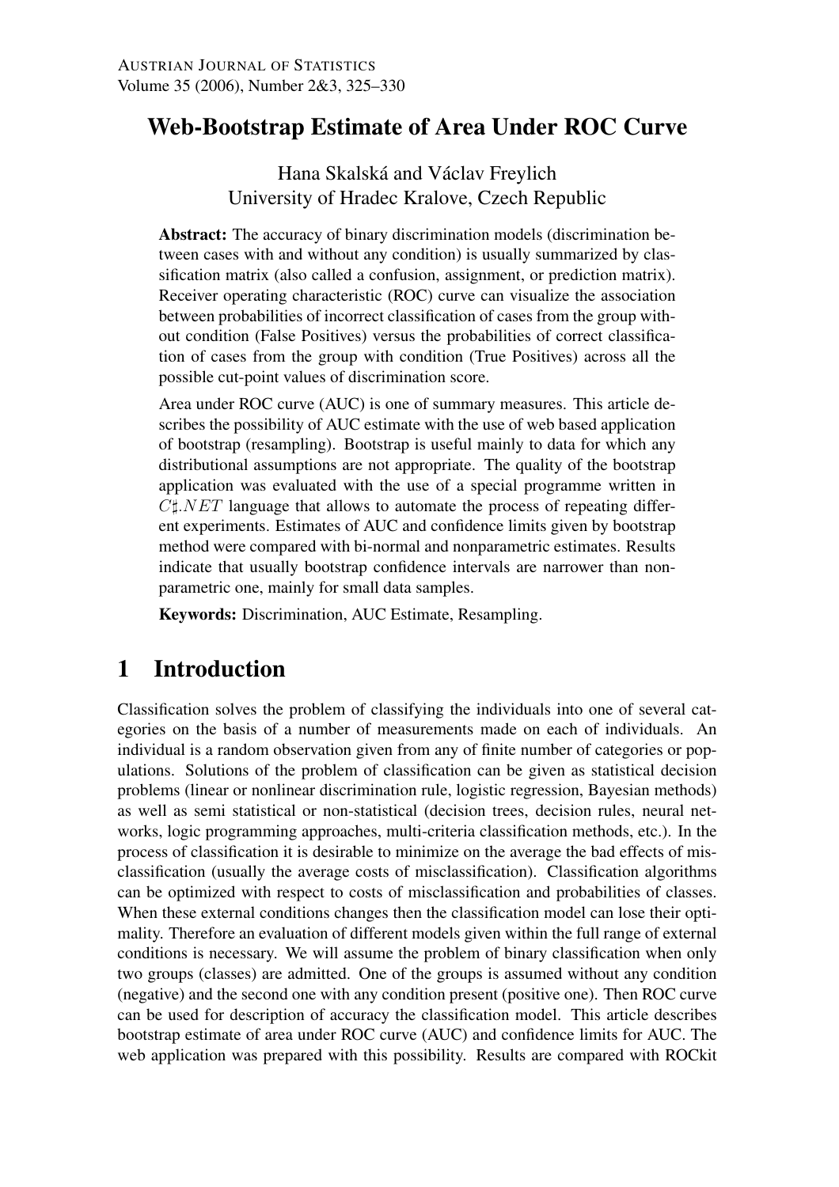# Web-Bootstrap Estimate of Area Under ROC Curve

Hana Skalská and Václav Freylich
University of Hradec Kralove, Czech Republic

**Abstract:** The accuracy of binary discrimination models (discrimination between cases with and without any condition) is usually summarized by classification matrix (also called a confusion, assignment, or prediction matrix). Receiver operating characteristic (ROC) curve can visualize the association between probabilities of incorrect classification of cases from the group without condition (False Positives) versus the probabilities of correct classification of cases from the group with condition (True Positives) across all the possible cut-point values of discrimination score.

Area under ROC curve (AUC) is one of summary measures. This article describes the possibility of AUC estimate with the use of web based application of bootstrap (resampling). Bootstrap is useful mainly to data for which any distributional assumptions are not appropriate. The quality of the bootstrap application was evaluated with the use of a special programme written in $C\sharp.NET$ language that allows to automate the process of repeating different experiments. Estimates of AUC and confidence limits given by bootstrap method were compared with bi-normal and nonparametric estimates. Results indicate that usually bootstrap confidence intervals are narrower than nonparametric one, mainly for small data samples.

**Keywords:** Discrimination, AUC Estimate, Resampling.

## 1 Introduction

Classification solves the problem of classifying the individuals into one of several categories on the basis of a number of measurements made on each of individuals. An individual is a random observation given from any of finite number of categories or populations. Solutions of the problem of classification can be given as statistical decision problems (linear or nonlinear discrimination rule, logistic regression, Bayesian methods) as well as semi statistical or non-statistical (decision trees, decision rules, neural networks, logic programming approaches, multi-criteria classification methods, etc.). In the process of classification it is desirable to minimize on the average the bad effects of misclassification (usually the average costs of misclassification). Classification algorithms can be optimized with respect to costs of misclassification and probabilities of classes. When these external conditions changes then the classification model can lose their optimality. Therefore an evaluation of different models given within the full range of external conditions is necessary. We will assume the problem of binary classification when only two groups (classes) are admitted. One of the groups is assumed without any condition (negative) and the second one with any condition present (positive one). Then ROC curve can be used for description of accuracy the classification model. This article describes bootstrap estimate of area under ROC curve (AUC) and confidence limits for AUC. The web application was prepared with this possibility. Results are compared with ROCkit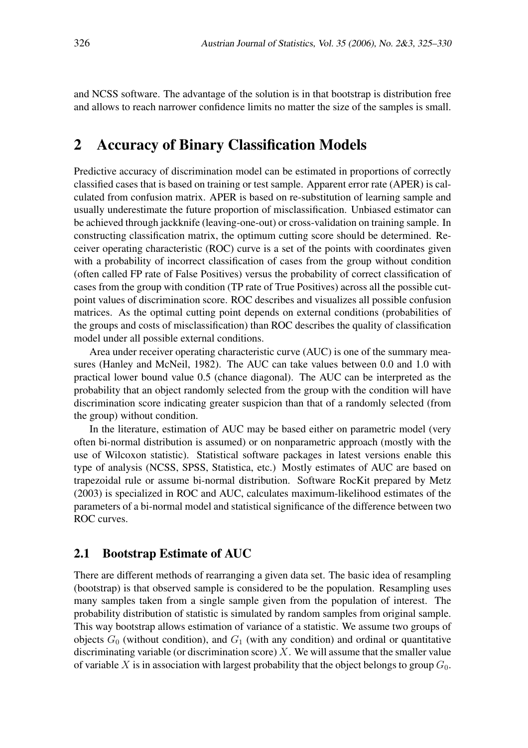and NCSS software. The advantage of the solution is in that bootstrap is distribution free and allows to reach narrower confidence limits no matter the size of the samples is small.

## 2 Accuracy of Binary Classification Models

Predictive accuracy of discrimination model can be estimated in proportions of correctly classified cases that is based on training or test sample. Apparent error rate (APER) is calculated from confusion matrix. APER is based on re-substitution of learning sample and usually underestimate the future proportion of misclassification. Unbiased estimator can be achieved through jackknife (leaving-one-out) or cross-validation on training sample. In constructing classification matrix, the optimum cutting score should be determined. Receiver operating characteristic (ROC) curve is a set of the points with coordinates given with a probability of incorrect classification of cases from the group without condition (often called FP rate of False Positives) versus the probability of correct classification of cases from the group with condition (TP rate of True Positives) across all the possible cut-point values of discrimination score. ROC describes and visualizes all possible confusion matrices. As the optimal cutting point depends on external conditions (probabilities of the groups and costs of misclassification) than ROC describes the quality of classification model under all possible external conditions.

Area under receiver operating characteristic curve (AUC) is one of the summary measures (Hanley and McNeil, 1982). The AUC can take values between 0.0 and 1.0 with practical lower bound value 0.5 (chance diagonal). The AUC can be interpreted as the probability that an object randomly selected from the group with the condition will have discrimination score indicating greater suspicion than that of a randomly selected (from the group) without condition.

In the literature, estimation of AUC may be based either on parametric model (very often bi-normal distribution is assumed) or on nonparametric approach (mostly with the use of Wilcoxon statistic). Statistical software packages in latest versions enable this type of analysis (NCSS, SPSS, Statistica, etc.) Mostly estimates of AUC are based on trapezoidal rule or assume bi-normal distribution. Software RocKit prepared by Metz (2003) is specialized in ROC and AUC, calculates maximum-likelihood estimates of the parameters of a bi-normal model and statistical significance of the difference between two ROC curves.

### 2.1 Bootstrap Estimate of AUC

There are different methods of rearranging a given data set. The basic idea of resampling (bootstrap) is that observed sample is considered to be the population. Resampling uses many samples taken from a single sample given from the population of interest. The probability distribution of statistic is simulated by random samples from original sample. This way bootstrap allows estimation of variance of a statistic. We assume two groups of objects $G_0$ (without condition), and $G_1$ (with any condition) and ordinal or quantitative discriminating variable (or discrimination score) $X$. We will assume that the smaller value of variable $X$ is in association with largest probability that the object belongs to group $G_0$.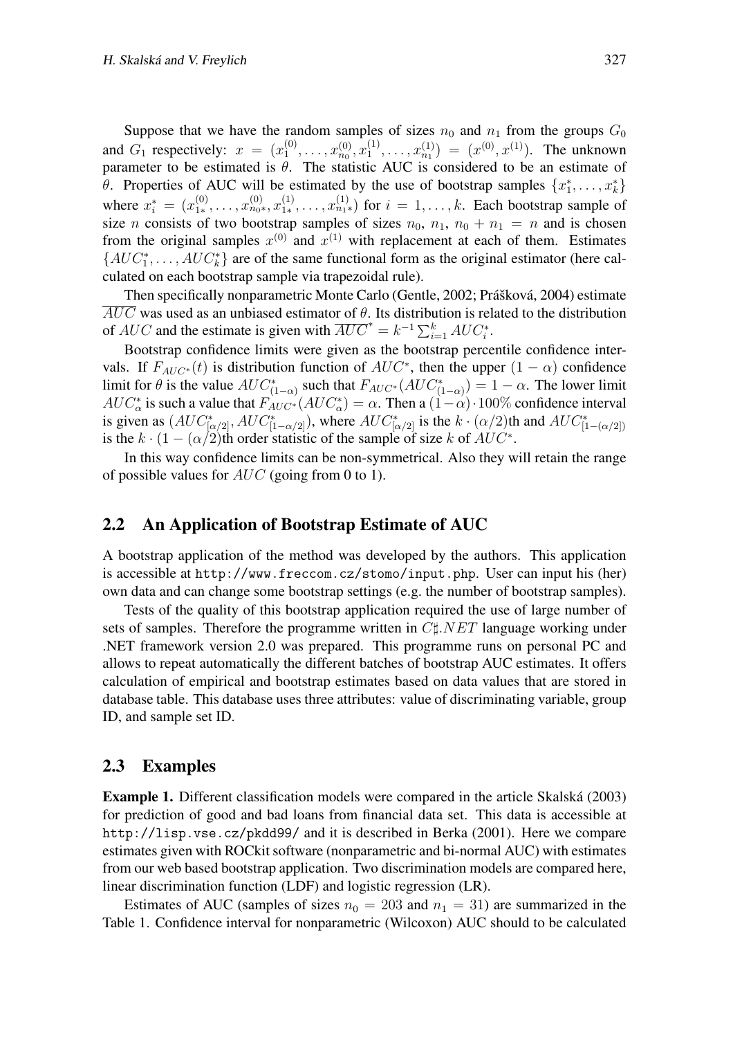Suppose that we have the random samples of sizes $n_0$ and $n_1$ from the groups $G_0$ and $G_1$ respectively: $x = (x_1^{(0)}, \ldots, x_{n_0}^{(0)}, x_1^{(1)}, \ldots, x_{n_1}^{(1)}) = (x^{(0)}, x^{(1)})$. The unknown parameter to be estimated is $\theta$. The statistic AUC is considered to be an estimate of $\theta$. Properties of AUC will be estimated by the use of bootstrap samples $\{x_1^*, \ldots, x_k^*\}$ where $x_i^* = (x_{1*}^{(0)}, \ldots, x_{n_0*}^{(0)}, x_{1*}^{(1)}, \ldots, x_{n_1*}^{(1)})$ for $i = 1, \ldots, k$. Each bootstrap sample of size $n$ consists of two bootstrap samples of sizes $n_0$, $n_1$, $n_0 + n_1 = n$ and is chosen from the original samples $x^{(0)}$ and $x^{(1)}$ with replacement at each of them. Estimates $\{AUC_1^*, \ldots, AUC_k^*\}$ are of the same functional form as the original estimator (here calculated on each bootstrap sample via trapezoidal rule).

Then specifically nonparametric Monte Carlo (Gentle, 2002; Prášková, 2004) estimate $\overline{AUC}$ was used as an unbiased estimator of $\theta$. Its distribution is related to the distribution of $AUC$ and the estimate is given with $\overline{AUC}^* = k^{-1} \sum_{i=1}^{k} AUC_i^*$.

Bootstrap confidence limits were given as the bootstrap percentile confidence intervals. If $F_{AUC^*}(t)$ is distribution function of $AUC^*$, then the upper $(1 - \alpha)$ confidence limit for $\theta$ is the value $AUC_{(1-\alpha)}^*$ such that $F_{AUC^*}(AUC_{(1-\alpha)}^*) = 1 - \alpha$. The lower limit $AUC_\alpha^*$ is such a value that $F_{AUC^*}(AUC_\alpha^*) = \alpha$. Then a $(1-\alpha) \cdot 100\%$ confidence interval is given as $(AUC_{[\alpha/2]}^*, AUC_{[1-\alpha/2]}^*)$, where $AUC_{[\alpha/2]}^*$ is the $k \cdot (\alpha/2)$th and $AUC_{[1-(\alpha/2])}^*$ is the $k \cdot (1 - (\alpha/2)$th order statistic of the sample of size $k$ of $AUC^*$.

In this way confidence limits can be non-symmetrical. Also they will retain the range of possible values for $AUC$ (going from 0 to 1).

## 2.2 An Application of Bootstrap Estimate of AUC

A bootstrap application of the method was developed by the authors. This application is accessible at `http://www.freccom.cz/stomo/input.php`. User can input his (her) own data and can change some bootstrap settings (e.g. the number of bootstrap samples).

Tests of the quality of this bootstrap application required the use of large number of sets of samples. Therefore the programme written in $C\sharp.NET$ language working under .NET framework version 2.0 was prepared. This programme runs on personal PC and allows to repeat automatically the different batches of bootstrap AUC estimates. It offers calculation of empirical and bootstrap estimates based on data values that are stored in database table. This database uses three attributes: value of discriminating variable, group ID, and sample set ID.

## 2.3 Examples

**Example 1.** Different classification models were compared in the article Skalská (2003) for prediction of good and bad loans from financial data set. This data is accessible at `http://lisp.vse.cz/pkdd99/` and it is described in Berka (2001). Here we compare estimates given with ROCkit software (nonparametric and bi-normal AUC) with estimates from our web based bootstrap application. Two discrimination models are compared here, linear discrimination function (LDF) and logistic regression (LR).

Estimates of AUC (samples of sizes $n_0 = 203$ and $n_1 = 31$) are summarized in the Table 1. Confidence interval for nonparametric (Wilcoxon) AUC should to be calculated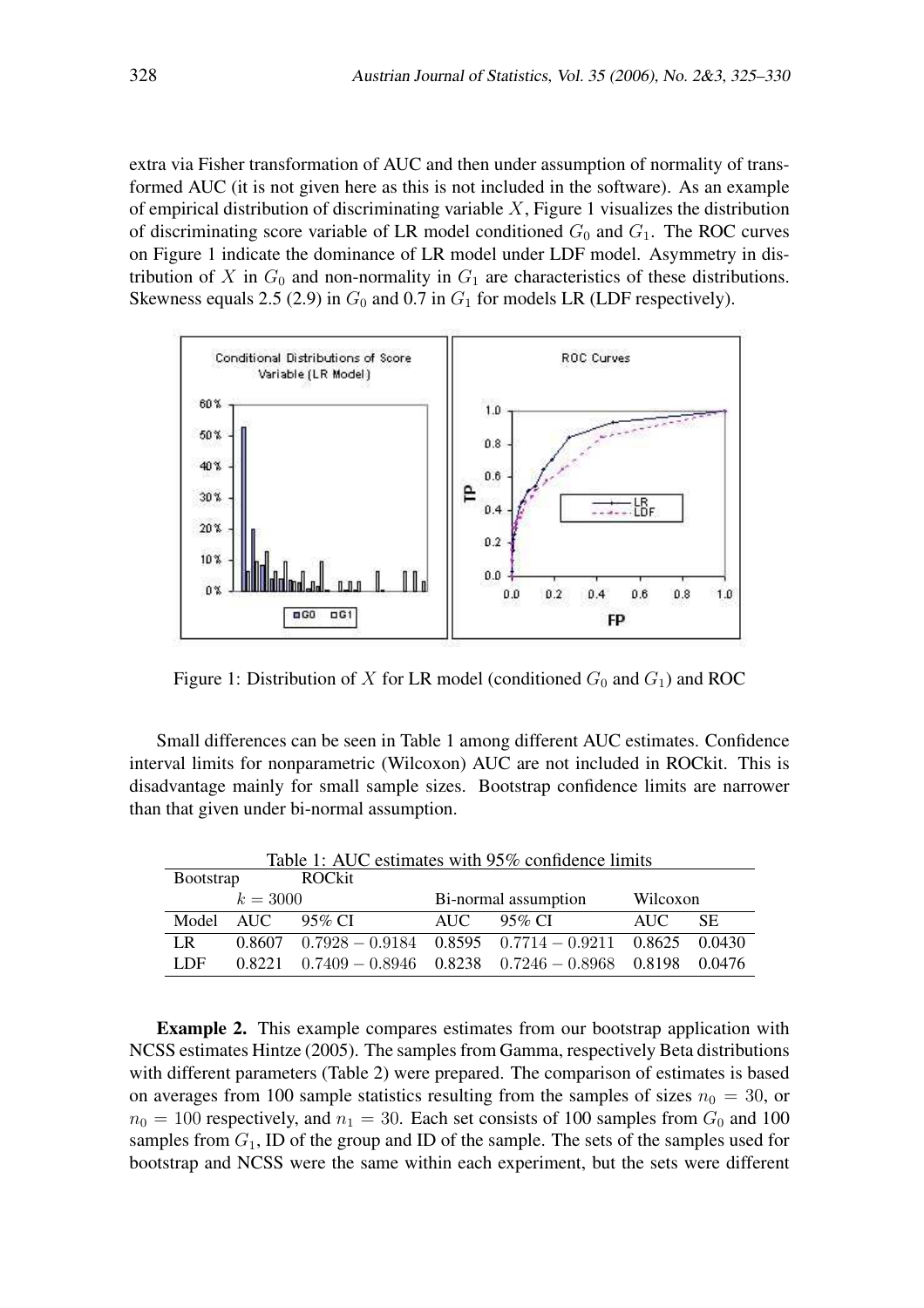extra via Fisher transformation of AUC and then under assumption of normality of transformed AUC (it is not given here as this is not included in the software). As an example of empirical distribution of discriminating variable $X$, Figure 1 visualizes the distribution of discriminating score variable of LR model conditioned $G_0$ and $G_1$. The ROC curves on Figure 1 indicate the dominance of LR model under LDF model. Asymmetry in distribution of $X$ in $G_0$ and non-normality in $G_1$ are characteristics of these distributions. Skewness equals 2.5 (2.9) in $G_0$ and 0.7 in $G_1$ for models LR (LDF respectively).

Figure 1: Distribution of $X$ for LR model (conditioned $G_0$ and $G_1$) and ROC

Small differences can be seen in Table 1 among different AUC estimates. Confidence interval limits for nonparametric (Wilcoxon) AUC are not included in ROCkit. This is disadvantage mainly for small sample sizes. Bootstrap confidence limits are narrower than that given under bi-normal assumption.

Table 1: AUC estimates with 95% confidence limits

| Bootstrap | | ROCkit | | | | |
|---|---|---|---|---|---|---|
| | $k = 3000$ | | Bi-normal assumption | | Wilcoxon | |
| Model | AUC | 95% CI | AUC | 95% CI | AUC | SE |
| LR | 0.8607 | $0.7928 - 0.9184$ | 0.8595 | $0.7714 - 0.9211$ | 0.8625 | 0.0430 |
| LDF | 0.8221 | $0.7409 - 0.8946$ | 0.8238 | $0.7246 - 0.8968$ | 0.8198 | 0.0476 |

**Example 2.** This example compares estimates from our bootstrap application with NCSS estimates Hintze (2005). The samples from Gamma, respectively Beta distributions with different parameters (Table 2) were prepared. The comparison of estimates is based on averages from 100 sample statistics resulting from the samples of sizes $n_0 = 30$, or $n_0 = 100$ respectively, and $n_1 = 30$. Each set consists of 100 samples from $G_0$ and 100 samples from $G_1$, ID of the group and ID of the sample. The sets of the samples used for bootstrap and NCSS were the same within each experiment, but the sets were different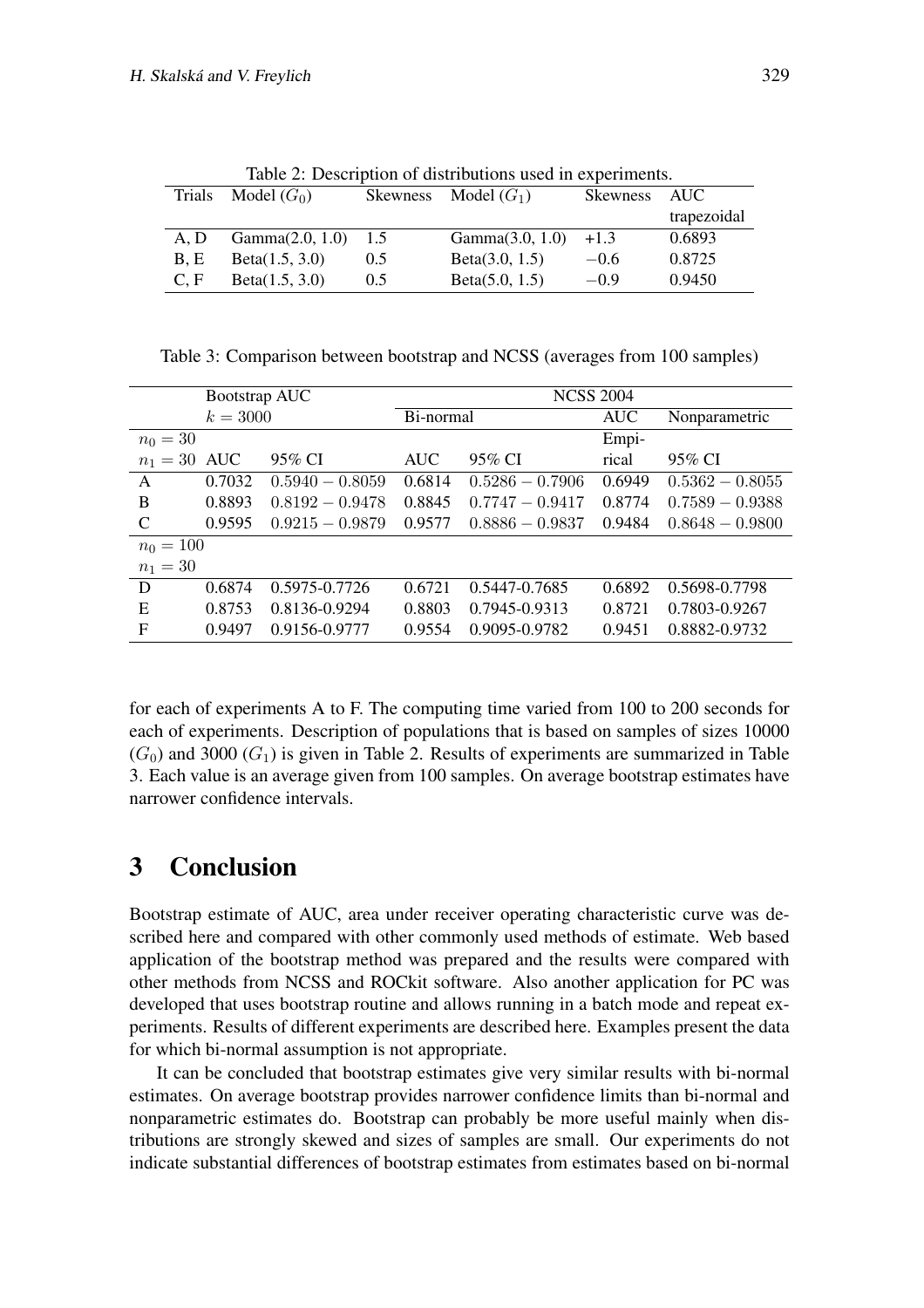Table 2: Description of distributions used in experiments.

| Trials | Model ($G_0$) | Skewness | Model ($G_1$) | Skewness | AUC trapezoidal |
|---|---|---|---|---|---|
| A, D | Gamma(2.0, 1.0) | 1.5 | Gamma(3.0, 1.0) | +1.3 | 0.6893 |
| B, E | Beta(1.5, 3.0) | 0.5 | Beta(3.0, 1.5) | −0.6 | 0.8725 |
| C, F | Beta(1.5, 3.0) | 0.5 | Beta(5.0, 1.5) | −0.9 | 0.9450 |

Table 3: Comparison between bootstrap and NCSS (averages from 100 samples)

| | Bootstrap AUC $k = 3000$ | | NCSS 2004 | | | |
|---|---|---|---|---|---|---|
| | | | Bi-normal | | AUC | Nonparametric |
| $n_0 = 30$, $n_1 = 30$ | AUC | 95% CI | AUC | 95% CI | Empirical | 95% CI |
| A | 0.7032 | $0.5940 - 0.8059$ | 0.6814 | $0.5286 - 0.7906$ | 0.6949 | $0.5362 - 0.8055$ |
| B | 0.8893 | $0.8192 - 0.9478$ | 0.8845 | $0.7747 - 0.9417$ | 0.8774 | $0.7589 - 0.9388$ |
| C | 0.9595 | $0.9215 - 0.9879$ | 0.9577 | $0.8886 - 0.9837$ | 0.9484 | $0.8648 - 0.9800$ |
| $n_0 = 100$, $n_1 = 30$ | | | | | | |
| D | 0.6874 | 0.5975-0.7726 | 0.6721 | 0.5447-0.7685 | 0.6892 | 0.5698-0.7798 |
| E | 0.8753 | 0.8136-0.9294 | 0.8803 | 0.7945-0.9313 | 0.8721 | 0.7803-0.9267 |
| F | 0.9497 | 0.9156-0.9777 | 0.9554 | 0.9095-0.9782 | 0.9451 | 0.8882-0.9732 |

for each of experiments A to F. The computing time varied from 100 to 200 seconds for each of experiments. Description of populations that is based on samples of sizes 10000 ($G_0$) and 3000 ($G_1$) is given in Table 2. Results of experiments are summarized in Table 3. Each value is an average given from 100 samples. On average bootstrap estimates have narrower confidence intervals.

# 3 Conclusion

Bootstrap estimate of AUC, area under receiver operating characteristic curve was described here and compared with other commonly used methods of estimate. Web based application of the bootstrap method was prepared and the results were compared with other methods from NCSS and ROCkit software. Also another application for PC was developed that uses bootstrap routine and allows running in a batch mode and repeat experiments. Results of different experiments are described here. Examples present the data for which bi-normal assumption is not appropriate.

It can be concluded that bootstrap estimates give very similar results with bi-normal estimates. On average bootstrap provides narrower confidence limits than bi-normal and nonparametric estimates do. Bootstrap can probably be more useful mainly when distributions are strongly skewed and sizes of samples are small. Our experiments do not indicate substantial differences of bootstrap estimates from estimates based on bi-normal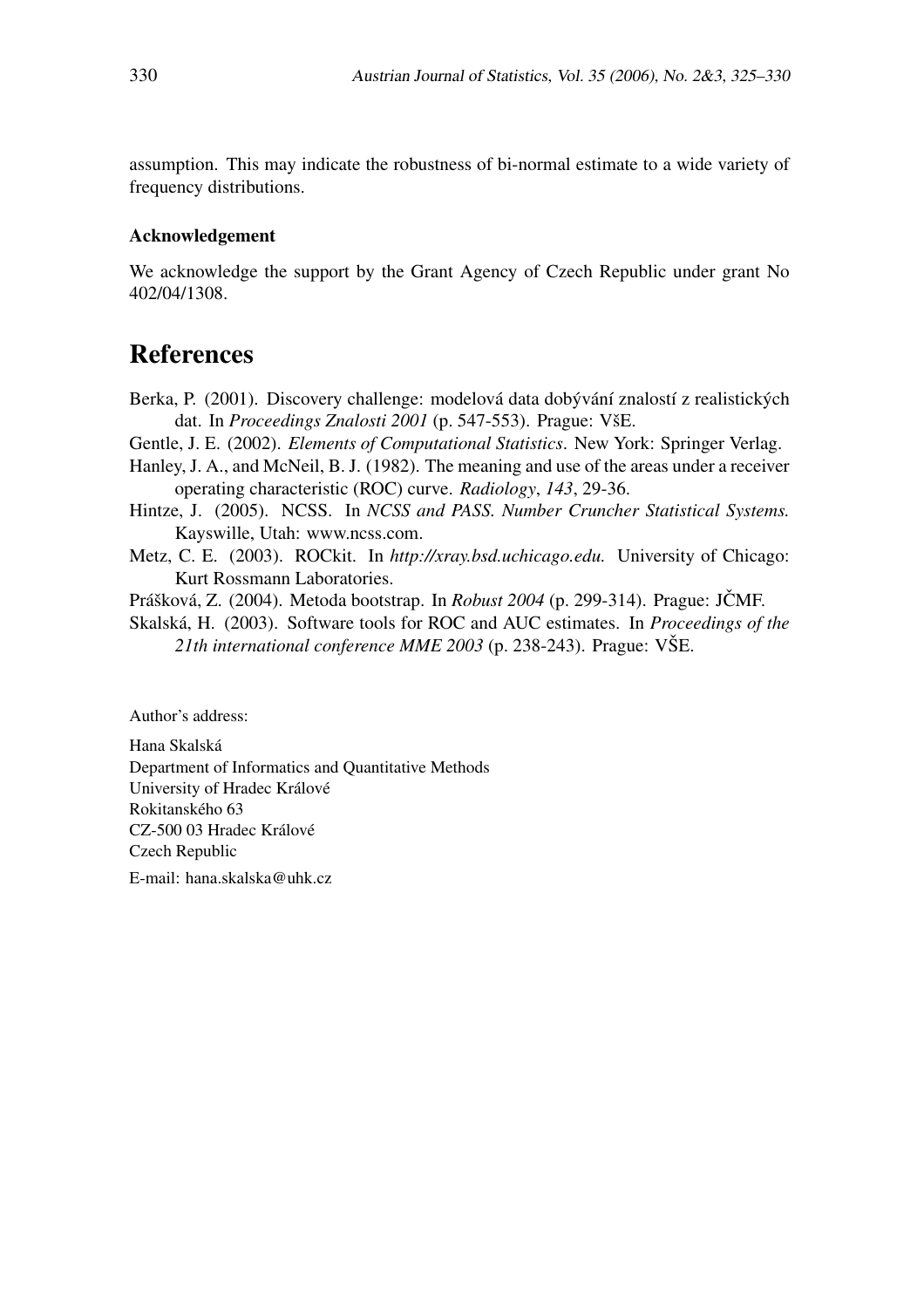assumption. This may indicate the robustness of bi-normal estimate to a wide variety of frequency distributions.

### Acknowledgement

We acknowledge the support by the Grant Agency of Czech Republic under grant No 402/04/1308.

## References

Berka, P. (2001). Discovery challenge: modelová data dobývání znalostí z realistických dat. In *Proceedings Znalosti 2001* (p. 547-553). Prague: VšE.

Gentle, J. E. (2002). *Elements of Computational Statistics*. New York: Springer Verlag.

Hanley, J. A., and McNeil, B. J. (1982). The meaning and use of the areas under a receiver operating characteristic (ROC) curve. *Radiology*, *143*, 29-36.

Hintze, J. (2005). NCSS. In *NCSS and PASS. Number Cruncher Statistical Systems.* Kayswille, Utah: www.ncss.com.

Metz, C. E. (2003). ROCkit. In *http://xray.bsd.uchicago.edu.* University of Chicago: Kurt Rossmann Laboratories.

Prášková, Z. (2004). Metoda bootstrap. In *Robust 2004* (p. 299-314). Prague: JČMF.

Skalská, H. (2003). Software tools for ROC and AUC estimates. In *Proceedings of the 21th international conference MME 2003* (p. 238-243). Prague: VŠE.

Author's address:

Hana Skalská
Department of Informatics and Quantitative Methods
University of Hradec Králové
Rokitanského 63
CZ-500 03 Hradec Králové
Czech Republic

E-mail: hana.skalska@uhk.cz